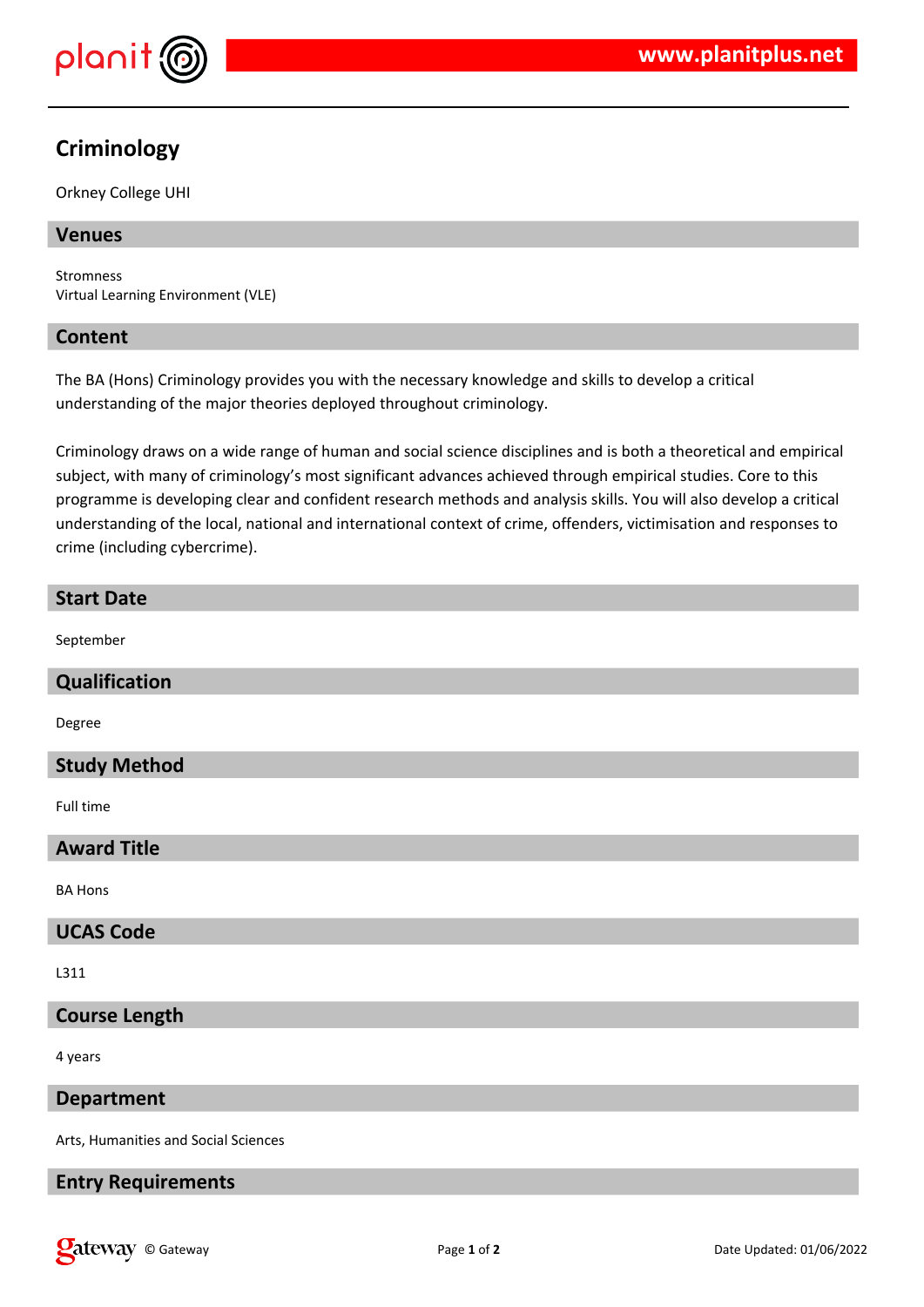# Criminology

Orkney College UHI

## Venues

Stromness
Virtual Learning Environment (VLE)

## Content

The BA (Hons) Criminology provides you with the necessary knowledge and skills to develop a critical understanding of the major theories deployed throughout criminology.

Criminology draws on a wide range of human and social science disciplines and is both a theoretical and empirical subject, with many of criminology's most significant advances achieved through empirical studies. Core to this programme is developing clear and confident research methods and analysis skills. You will also develop a critical understanding of the local, national and international context of crime, offenders, victimisation and responses to crime (including cybercrime).

## Start Date

September

## Qualification

Degree

## Study Method

Full time

## Award Title

BA Hons

## UCAS Code

L311

## Course Length

4 years

## Department

Arts, Humanities and Social Sciences

## Entry Requirements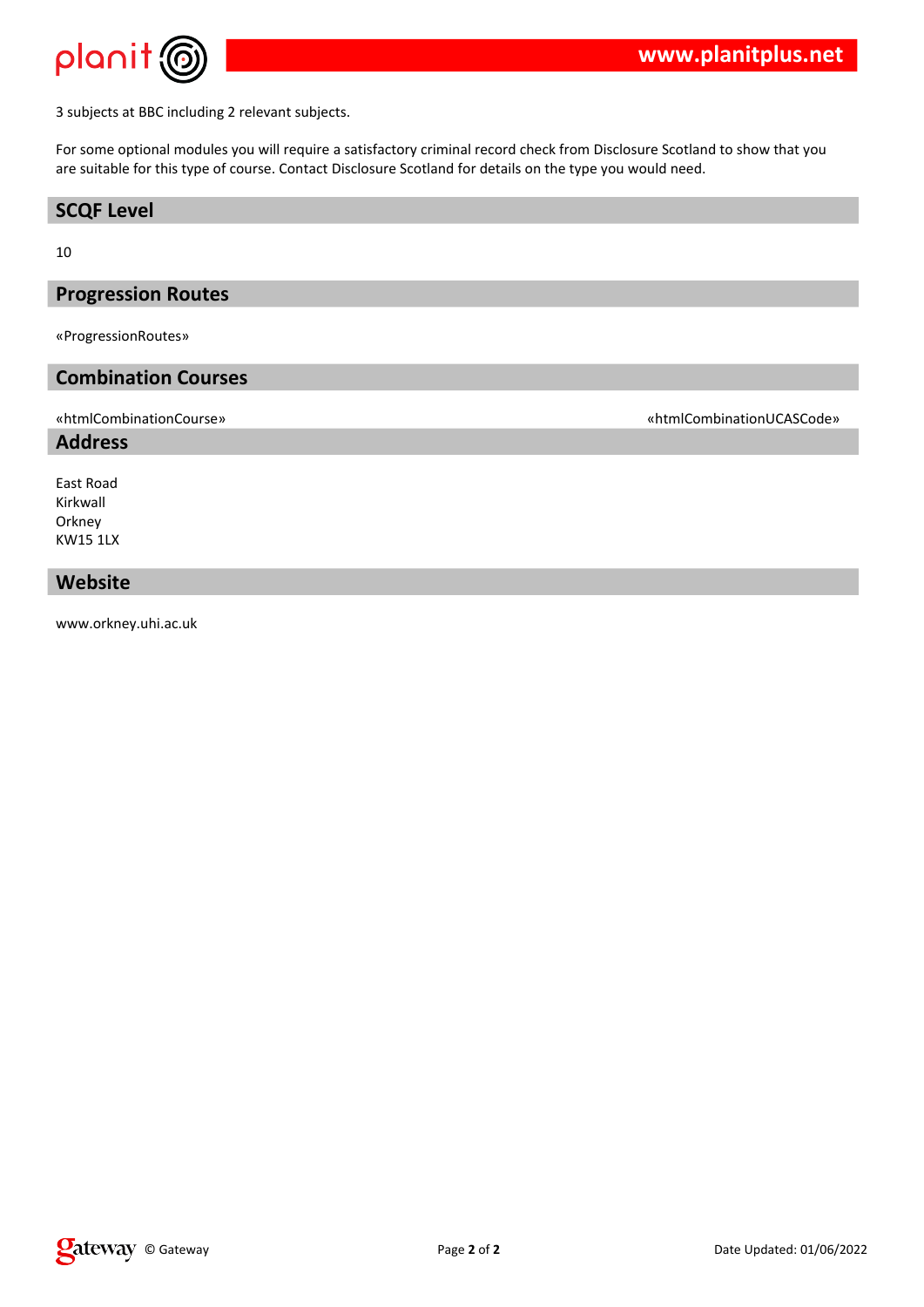3 subjects at BBC including 2 relevant subjects.

For some optional modules you will require a satisfactory criminal record check from Disclosure Scotland to show that you are suitable for this type of course. Contact Disclosure Scotland for details on the type you would need.

## SCQF Level

10

## Progression Routes

«ProgressionRoutes»

## Combination Courses

«htmlCombinationCourse» «htmlCombinationUCASCode»

## Address

East Road
Kirkwall
Orkney
KW15 1LX

## Website

www.orkney.uhi.ac.uk